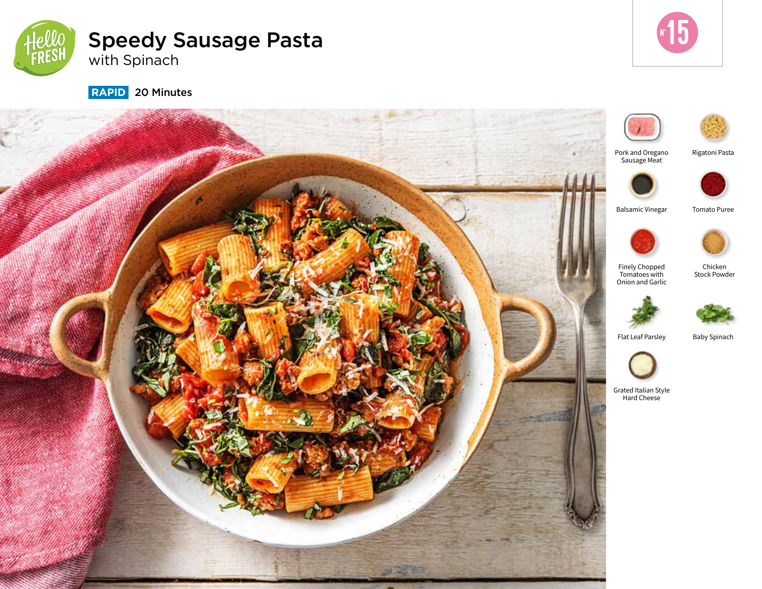# Speedy Sausage Pasta

with Spinach

**RAPID** 20 Minutes

Nº 15

- Pork and Oregano Sausage Meat
- Rigatoni Pasta
- Balsamic Vinegar
- Tomato Puree
- Finely Chopped Tomatoes with Onion and Garlic
- Chicken Stock Powder
- Flat Leaf Parsley
- Baby Spinach
- Grated Italian Style Hard Cheese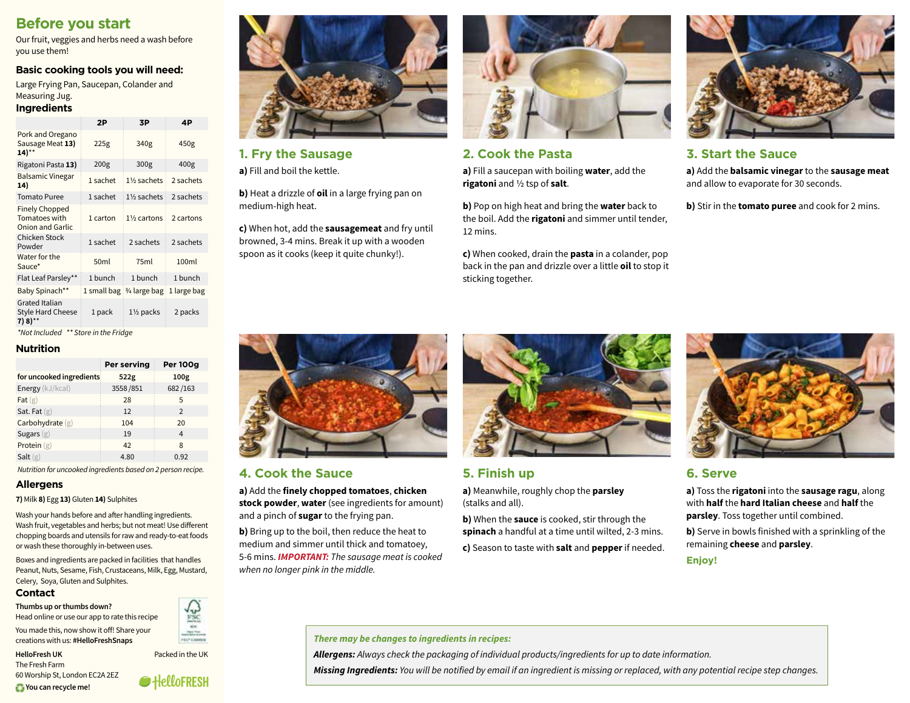## Before you start

Our fruit, veggies and herbs need a wash before you use them!

### Basic cooking tools you will need:

Large Frying Pan, Saucepan, Colander and Measuring Jug.

### Ingredients

| | 2P | 3P | 4P |
|---|---|---|---|
| Pork and Oregano Sausage Meat 13) 14)** | 225g | 340g | 450g |
| Rigatoni Pasta 13) | 200g | 300g | 400g |
| Balsamic Vinegar 14) | 1 sachet | 1½ sachets | 2 sachets |
| Tomato Puree | 1 sachet | 1½ sachets | 2 sachets |
| Finely Chopped Tomatoes with Onion and Garlic | 1 carton | 1½ cartons | 2 cartons |
| Chicken Stock Powder | 1 sachet | 2 sachets | 2 sachets |
| Water for the Sauce* | 50ml | 75ml | 100ml |
| Flat Leaf Parsley** | 1 bunch | 1 bunch | 1 bunch |
| Baby Spinach** | 1 small bag | ¾ large bag | 1 large bag |
| Grated Italian Style Hard Cheese 7) 8)** | 1 pack | 1½ packs | 2 packs |

*Not Included ** Store in the Fridge

### Nutrition

| | Per serving | Per 100g |
|---|---|---|
| for uncooked ingredients | 522g | 100g |
| Energy (kJ/kcal) | 3558 /851 | 682 /163 |
| Fat (g) | 28 | 5 |
| Sat. Fat (g) | 12 | 2 |
| Carbohydrate (g) | 104 | 20 |
| Sugars (g) | 19 | 4 |
| Protein (g) | 42 | 8 |
| Salt (g) | 4.80 | 0.92 |

*Nutrition for uncooked ingredients based on 2 person recipe.*

### Allergens

**7)** Milk **8)** Egg **13)** Gluten **14)** Sulphites

Wash your hands before and after handling ingredients. Wash fruit, vegetables and herbs; but not meat! Use different chopping boards and utensils for raw and ready-to-eat foods or wash these thoroughly in-between uses.

Boxes and ingredients are packed in facilities that handles Peanut, Nuts, Sesame, Fish, Crustaceans, Milk, Egg, Mustard, Celery, Soya, Gluten and Sulphites.

### Contact

**Thumbs up or thumbs down?**
Head online or use our app to rate this recipe

You made this, now show it off! Share your creations with us: **#HelloFreshSnaps**

**HelloFresh UK**
The Fresh Farm
60 Worship St, London EC2A 2EZ

Packed in the UK

**You can recycle me!**

## 1. Fry the Sausage

**a)** Fill and boil the kettle.

**b)** Heat a drizzle of **oil** in a large frying pan on medium-high heat.

**c)** When hot, add the **sausagemeat** and fry until browned, 3-4 mins. Break it up with a wooden spoon as it cooks (keep it quite chunky!).

## 2. Cook the Pasta

**a)** Fill a saucepan with boiling **water**, add the **rigatoni** and ½ tsp of **salt**.

**b)** Pop on high heat and bring the **water** back to the boil. Add the **rigatoni** and simmer until tender, 12 mins.

**c)** When cooked, drain the **pasta** in a colander, pop back in the pan and drizzle over a little **oil** to stop it sticking together.

## 3. Start the Sauce

**a)** Add the **balsamic vinegar** to the **sausage meat** and allow to evaporate for 30 seconds.

**b)** Stir in the **tomato puree** and cook for 2 mins.

## 4. Cook the Sauce

**a)** Add the **finely chopped tomatoes**, **chicken stock powder**, **water** (see ingredients for amount) and a pinch of **sugar** to the frying pan.

**b)** Bring up to the boil, then reduce the heat to medium and simmer until thick and tomatoey, 5-6 mins. ***IMPORTANT:*** *The sausage meat is cooked when no longer pink in the middle.*

## 5. Finish up

**a)** Meanwhile, roughly chop the **parsley** (stalks and all).

**b)** When the **sauce** is cooked, stir through the **spinach** a handful at a time until wilted, 2-3 mins.

**c)** Season to taste with **salt** and **pepper** if needed.

## 6. Serve

**a)** Toss the **rigatoni** into the **sausage ragu**, along with **half** the **hard Italian cheese** and **half** the **parsley**. Toss together until combined.

**b)** Serve in bowls finished with a sprinkling of the remaining **cheese** and **parsley**.

**Enjoy!**

***There may be changes to ingredients in recipes:***

***Allergens:*** *Always check the packaging of individual products/ingredients for up to date information.*

***Missing Ingredients:*** *You will be notified by email if an ingredient is missing or replaced, with any potential recipe step changes.*